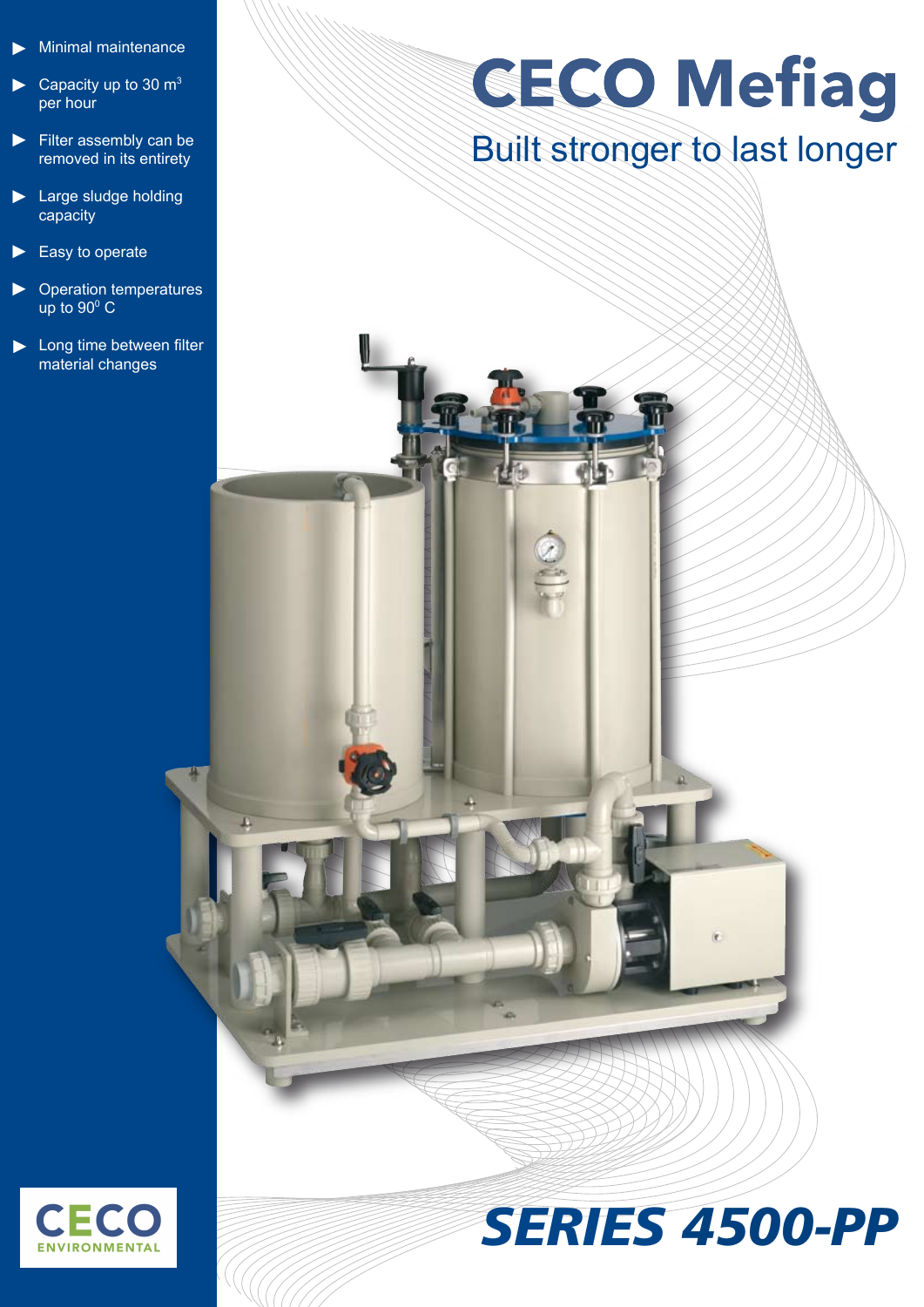# CECO Mefiag

## Built stronger to last longer

- Minimal maintenance
- Capacity up to 30 $m^3$ per hour
- Filter assembly can be removed in its entirety
- Large sludge holding capacity
- Easy to operate
- Operation temperatures up to $90^0$ C
- Long time between filter material changes

CECO ENVIRONMENTAL

# *SERIES 4500-PP*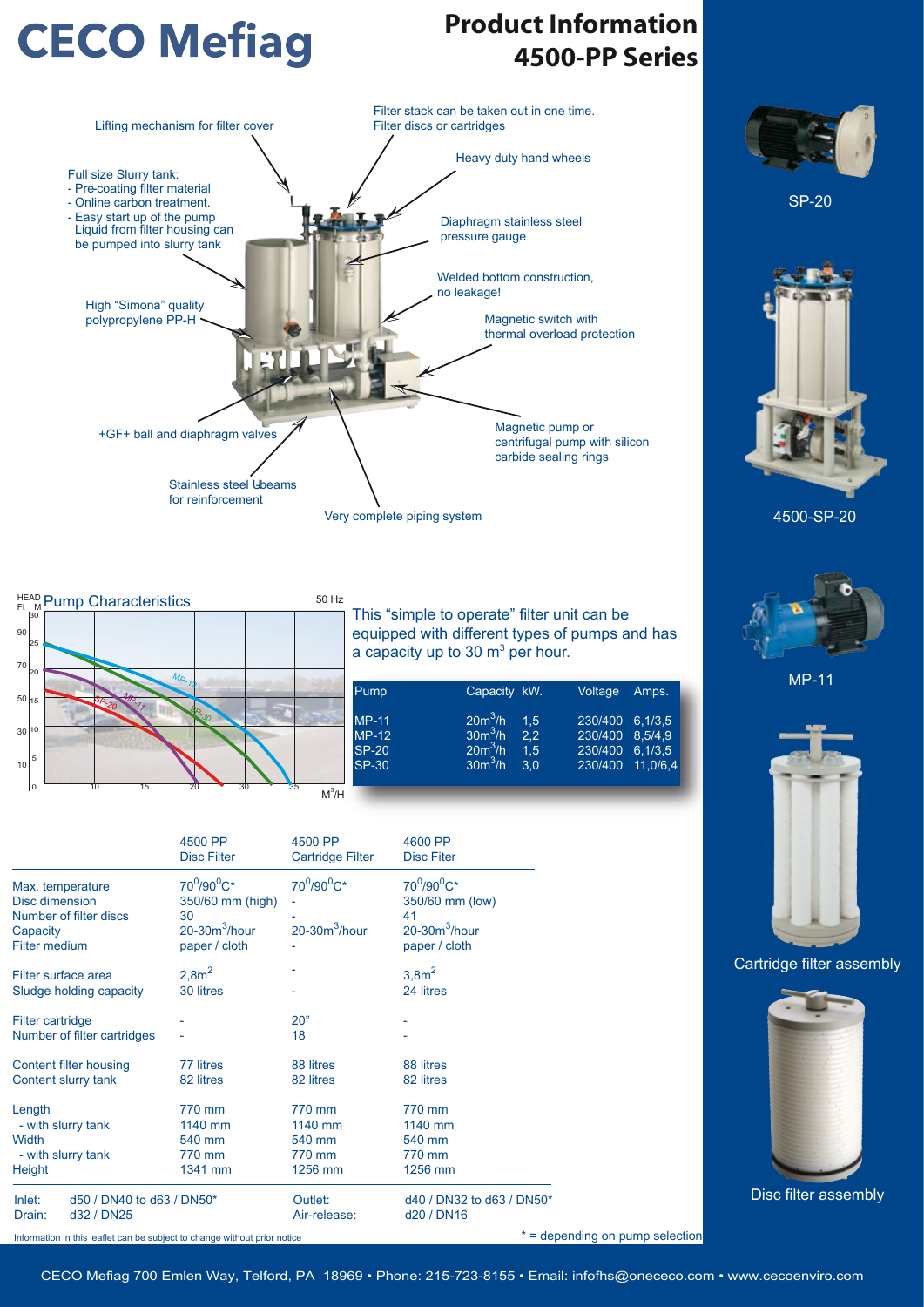# CECO Mefiag

## Product Information 4500-PP Series

Lifting mechanism for filter cover

Filter stack can be taken out in one time. Filter discs or cartridges

Heavy duty hand wheels

Full size Slurry tank:
- Pre-coating filter material
- Online carbon treatment.
- Easy start up of the pump Liquid from filter housing can be pumped into slurry tank

Diaphragm stainless steel pressure gauge

Welded bottom construction, no leakage!

High "Simona" quality polypropylene PP-H

Magnetic switch with thermal overload protection

+GF+ ball and diaphragm valves

Magnetic pump or centrifugal pump with silicon carbide sealing rings

Stainless steel U-beams for reinforcement

Very complete piping system

SP-20

4500-SP-20

MP-11

Cartridge filter assembly

Disc filter assembly

### Pump Characteristics

HEAD Ft M

50 Hz

90 30
70 25 20
50 15
30 10
10 5
0

10 15 20 30 35 M³/H

MP-12, SP-20, MP-11, SP-30

This "simple to operate" filter unit can be equipped with different types of pumps and has a capacity up to 30 m³ per hour.

| Pump | Capacity | kW. | Voltage | Amps. |
|---|---|---|---|---|
| MP-11 | 20m³/h | 1,5 | 230/400 | 6,1/3,5 |
| MP-12 | 30m³/h | 2,2 | 230/400 | 8,5/4,9 |
| SP-20 | 20m³/h | 1,5 | 230/400 | 6,1/3,5 |
| SP-30 | 30m³/h | 3,0 | 230/400 | 11,0/6,4 |

| | 4500 PP Disc Filter | 4500 PP Cartridge Filter | 4600 PP Disc Filter |
|---|---|---|---|
| Max. temperature | 70⁰/90⁰C* | 70⁰/90⁰C* | 70⁰/90⁰C* |
| Disc dimension | 350/60 mm (high) | - | 350/60 mm (low) |
| Number of filter discs | 30 | - | 41 |
| Capacity | 20-30m³/hour | 20-30m³/hour | 20-30m³/hour |
| Filter medium | paper / cloth | - | paper / cloth |
| Filter surface area | 2,8m² | - | 3,8m² |
| Sludge holding capacity | 30 litres | - | 24 litres |
| Filter cartridge | - | 20" | - |
| Number of filter cartridges | - | 18 | - |
| Content filter housing | 77 litres | 88 litres | 88 litres |
| Content slurry tank | 82 litres | 82 litres | 82 litres |
| Length | 770 mm | 770 mm | 770 mm |
| - with slurry tank | 1140 mm | 1140 mm | 1140 mm |
| Width | 540 mm | 540 mm | 540 mm |
| - with slurry tank | 770 mm | 770 mm | 770 mm |
| Height | 1341 mm | 1256 mm | 1256 mm |

| | | | |
|---|---|---|---|
| Inlet: | d50 / DN40 to d63 / DN50* | Outlet: | d40 / DN32 to d63 / DN50* |
| Drain: | d32 / DN25 | Air-release: | d20 / DN16 |

Information in this leaflet can be subject to change without prior notice

* = depending on pump selection

CECO Mefiag 700 Emlen Way, Telford, PA 18969 • Phone: 215-723-8155 • Email: infofhs@onececo.com • www.cecoenviro.com